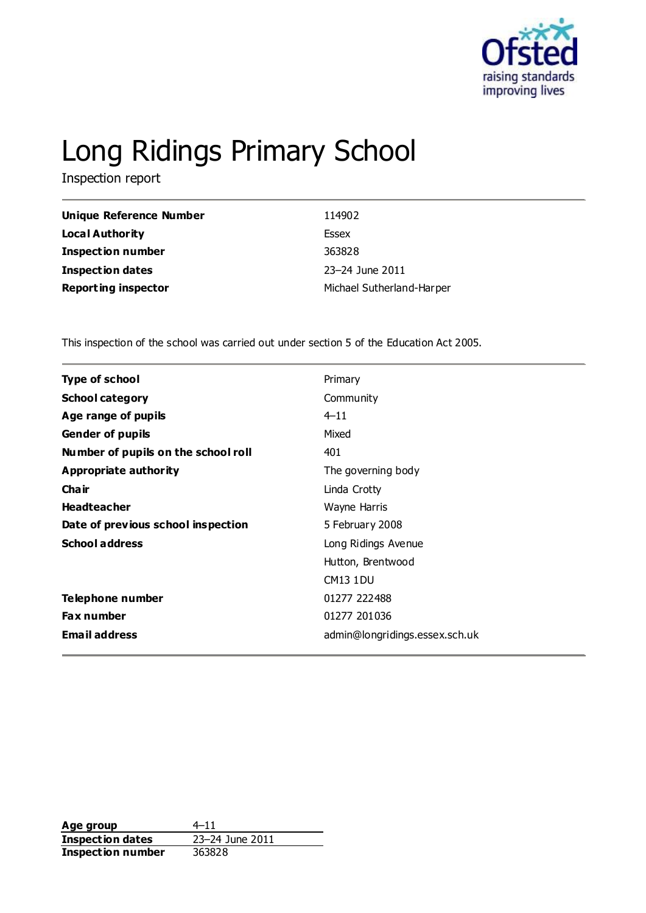# Long Ridings Primary School

Inspection report

| | |
|---|---|
| **Unique Reference Number** | 114902 |
| **Local Authority** | Essex |
| **Inspection number** | 363828 |
| **Inspection dates** | 23–24 June 2011 |
| **Reporting inspector** | Michael Sutherland-Harper |

This inspection of the school was carried out under section 5 of the Education Act 2005.

| | |
|---|---|
| **Type of school** | Primary |
| **School category** | Community |
| **Age range of pupils** | 4–11 |
| **Gender of pupils** | Mixed |
| **Number of pupils on the school roll** | 401 |
| **Appropriate authority** | The governing body |
| **Chair** | Linda Crotty |
| **Headteacher** | Wayne Harris |
| **Date of previous school inspection** | 5 February 2008 |
| **School address** | Long Ridings Avenue<br>Hutton, Brentwood<br>CM13 1DU |
| **Telephone number** | 01277 222488 |
| **Fax number** | 01277 201036 |
| **Email address** | admin@longridings.essex.sch.uk |

| | |
|---|---|
| **Age group** | 4–11 |
| **Inspection dates** | 23–24 June 2011 |
| **Inspection number** | 363828 |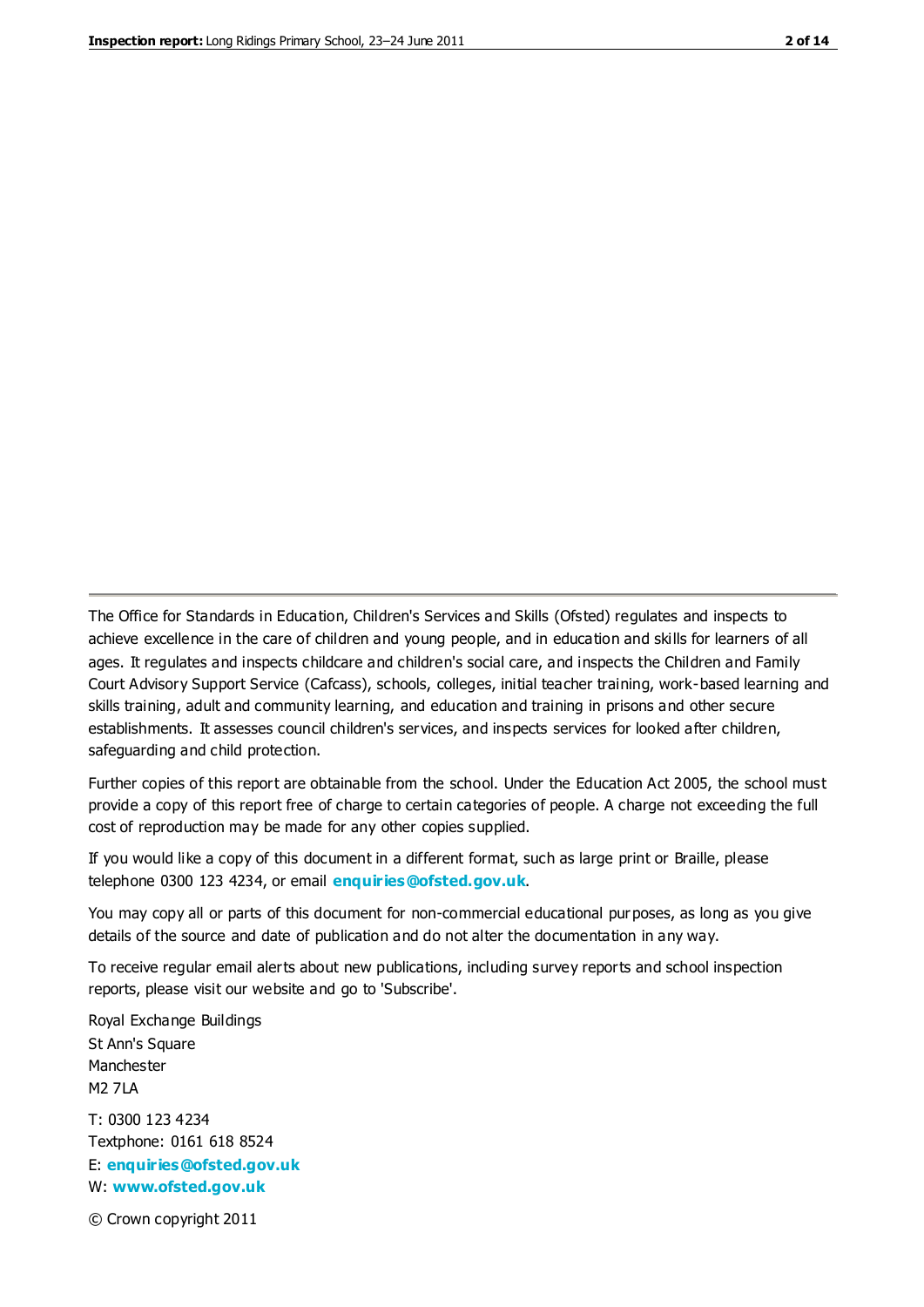The Office for Standards in Education, Children's Services and Skills (Ofsted) regulates and inspects to achieve excellence in the care of children and young people, and in education and skills for learners of all ages. It regulates and inspects childcare and children's social care, and inspects the Children and Family Court Advisory Support Service (Cafcass), schools, colleges, initial teacher training, work-based learning and skills training, adult and community learning, and education and training in prisons and other secure establishments. It assesses council children's services, and inspects services for looked after children, safeguarding and child protection.

Further copies of this report are obtainable from the school. Under the Education Act 2005, the school must provide a copy of this report free of charge to certain categories of people. A charge not exceeding the full cost of reproduction may be made for any other copies supplied.

If you would like a copy of this document in a different format, such as large print or Braille, please telephone 0300 123 4234, or email **enquiries@ofsted.gov.uk**.

You may copy all or parts of this document for non-commercial educational purposes, as long as you give details of the source and date of publication and do not alter the documentation in any way.

To receive regular email alerts about new publications, including survey reports and school inspection reports, please visit our website and go to 'Subscribe'.

Royal Exchange Buildings
St Ann's Square
Manchester
M2 7LA

T: 0300 123 4234
Textphone: 0161 618 8524
E: **enquiries@ofsted.gov.uk**
W: **www.ofsted.gov.uk**

© Crown copyright 2011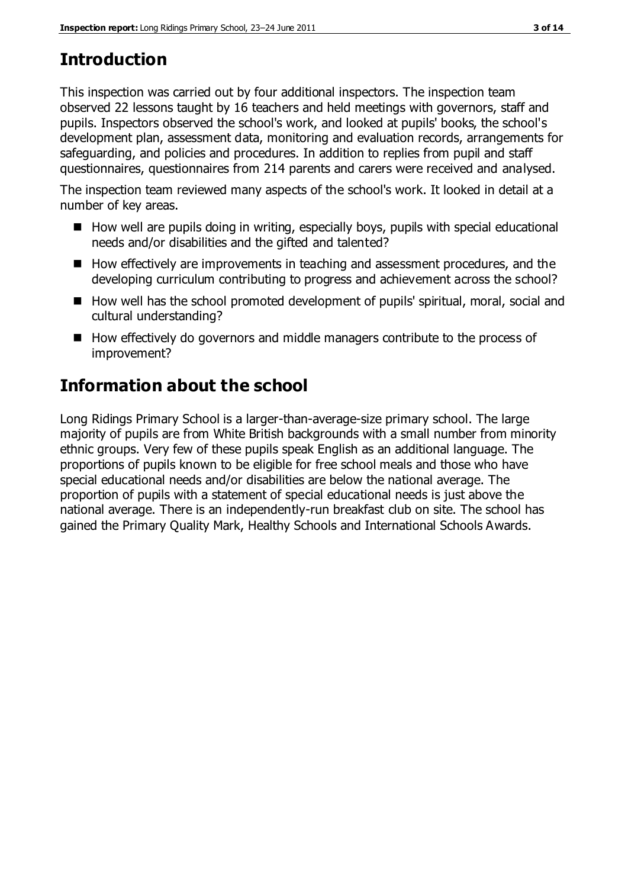# Introduction

This inspection was carried out by four additional inspectors. The inspection team observed 22 lessons taught by 16 teachers and held meetings with governors, staff and pupils. Inspectors observed the school's work, and looked at pupils' books, the school's development plan, assessment data, monitoring and evaluation records, arrangements for safeguarding, and policies and procedures. In addition to replies from pupil and staff questionnaires, questionnaires from 214 parents and carers were received and analysed.

The inspection team reviewed many aspects of the school's work. It looked in detail at a number of key areas.

- How well are pupils doing in writing, especially boys, pupils with special educational needs and/or disabilities and the gifted and talented?
- How effectively are improvements in teaching and assessment procedures, and the developing curriculum contributing to progress and achievement across the school?
- How well has the school promoted development of pupils' spiritual, moral, social and cultural understanding?
- How effectively do governors and middle managers contribute to the process of improvement?

# Information about the school

Long Ridings Primary School is a larger-than-average-size primary school. The large majority of pupils are from White British backgrounds with a small number from minority ethnic groups. Very few of these pupils speak English as an additional language. The proportions of pupils known to be eligible for free school meals and those who have special educational needs and/or disabilities are below the national average. The proportion of pupils with a statement of special educational needs is just above the national average. There is an independently-run breakfast club on site. The school has gained the Primary Quality Mark, Healthy Schools and International Schools Awards.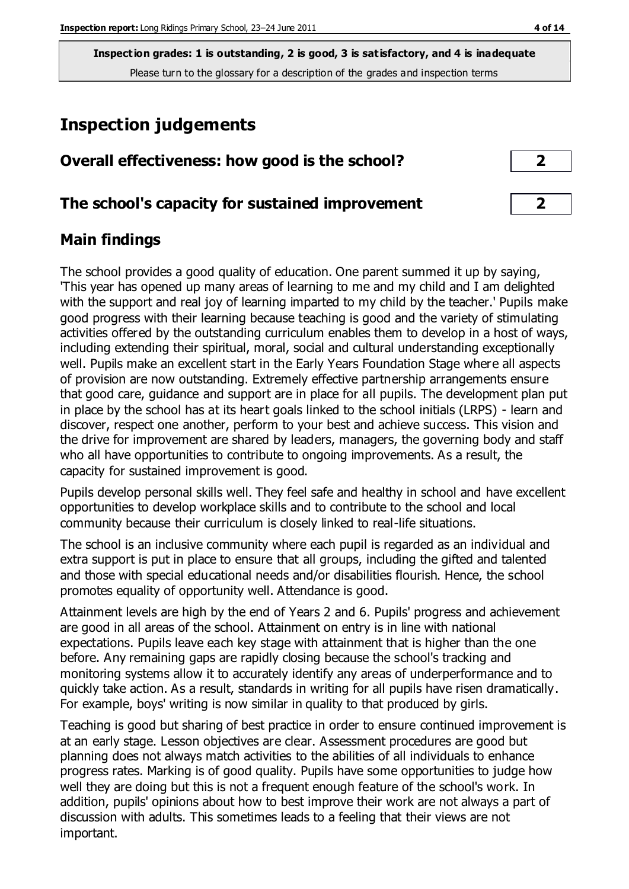**Inspection grades: 1 is outstanding, 2 is good, 3 is satisfactory, and 4 is inadequate**
Please turn to the glossary for a description of the grades and inspection terms

# Inspection judgements

## Overall effectiveness: how good is the school? 2

## The school's capacity for sustained improvement 2

## Main findings

The school provides a good quality of education. One parent summed it up by saying, 'This year has opened up many areas of learning to me and my child and I am delighted with the support and real joy of learning imparted to my child by the teacher.' Pupils make good progress with their learning because teaching is good and the variety of stimulating activities offered by the outstanding curriculum enables them to develop in a host of ways, including extending their spiritual, moral, social and cultural understanding exceptionally well. Pupils make an excellent start in the Early Years Foundation Stage where all aspects of provision are now outstanding. Extremely effective partnership arrangements ensure that good care, guidance and support are in place for all pupils. The development plan put in place by the school has at its heart goals linked to the school initials (LRPS) - learn and discover, respect one another, perform to your best and achieve success. This vision and the drive for improvement are shared by leaders, managers, the governing body and staff who all have opportunities to contribute to ongoing improvements. As a result, the capacity for sustained improvement is good.

Pupils develop personal skills well. They feel safe and healthy in school and have excellent opportunities to develop workplace skills and to contribute to the school and local community because their curriculum is closely linked to real-life situations.

The school is an inclusive community where each pupil is regarded as an individual and extra support is put in place to ensure that all groups, including the gifted and talented and those with special educational needs and/or disabilities flourish. Hence, the school promotes equality of opportunity well. Attendance is good.

Attainment levels are high by the end of Years 2 and 6. Pupils' progress and achievement are good in all areas of the school. Attainment on entry is in line with national expectations. Pupils leave each key stage with attainment that is higher than the one before. Any remaining gaps are rapidly closing because the school's tracking and monitoring systems allow it to accurately identify any areas of underperformance and to quickly take action. As a result, standards in writing for all pupils have risen dramatically. For example, boys' writing is now similar in quality to that produced by girls.

Teaching is good but sharing of best practice in order to ensure continued improvement is at an early stage. Lesson objectives are clear. Assessment procedures are good but planning does not always match activities to the abilities of all individuals to enhance progress rates. Marking is of good quality. Pupils have some opportunities to judge how well they are doing but this is not a frequent enough feature of the school's work. In addition, pupils' opinions about how to best improve their work are not always a part of discussion with adults. This sometimes leads to a feeling that their views are not important.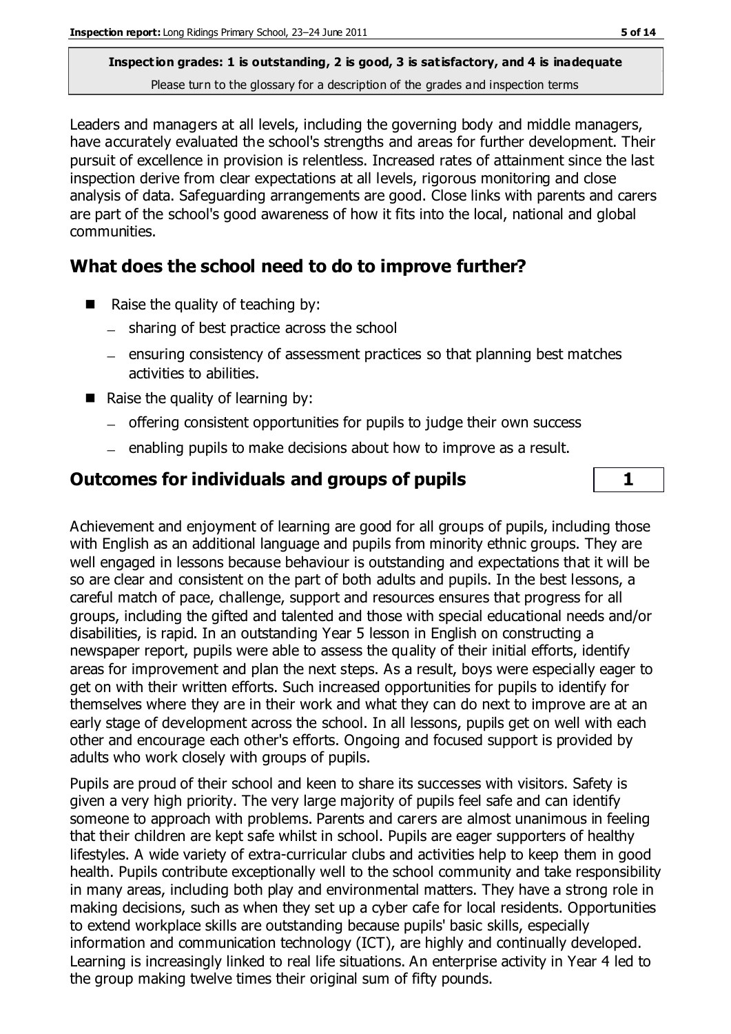**Inspection grades: 1 is outstanding, 2 is good, 3 is satisfactory, and 4 is inadequate**
Please turn to the glossary for a description of the grades and inspection terms

Leaders and managers at all levels, including the governing body and middle managers, have accurately evaluated the school's strengths and areas for further development. Their pursuit of excellence in provision is relentless. Increased rates of attainment since the last inspection derive from clear expectations at all levels, rigorous monitoring and close analysis of data. Safeguarding arrangements are good. Close links with parents and carers are part of the school's good awareness of how it fits into the local, national and global communities.

## What does the school need to do to improve further?

- Raise the quality of teaching by:
  - sharing of best practice across the school
  - ensuring consistency of assessment practices so that planning best matches activities to abilities.
- Raise the quality of learning by:
  - offering consistent opportunities for pupils to judge their own success
  - enabling pupils to make decisions about how to improve as a result.

## Outcomes for individuals and groups of pupils — 1

Achievement and enjoyment of learning are good for all groups of pupils, including those with English as an additional language and pupils from minority ethnic groups. They are well engaged in lessons because behaviour is outstanding and expectations that it will be so are clear and consistent on the part of both adults and pupils. In the best lessons, a careful match of pace, challenge, support and resources ensures that progress for all groups, including the gifted and talented and those with special educational needs and/or disabilities, is rapid. In an outstanding Year 5 lesson in English on constructing a newspaper report, pupils were able to assess the quality of their initial efforts, identify areas for improvement and plan the next steps. As a result, boys were especially eager to get on with their written efforts. Such increased opportunities for pupils to identify for themselves where they are in their work and what they can do next to improve are at an early stage of development across the school. In all lessons, pupils get on well with each other and encourage each other's efforts. Ongoing and focused support is provided by adults who work closely with groups of pupils.

Pupils are proud of their school and keen to share its successes with visitors. Safety is given a very high priority. The very large majority of pupils feel safe and can identify someone to approach with problems. Parents and carers are almost unanimous in feeling that their children are kept safe whilst in school. Pupils are eager supporters of healthy lifestyles. A wide variety of extra-curricular clubs and activities help to keep them in good health. Pupils contribute exceptionally well to the school community and take responsibility in many areas, including both play and environmental matters. They have a strong role in making decisions, such as when they set up a cyber cafe for local residents. Opportunities to extend workplace skills are outstanding because pupils' basic skills, especially information and communication technology (ICT), are highly and continually developed. Learning is increasingly linked to real life situations. An enterprise activity in Year 4 led to the group making twelve times their original sum of fifty pounds.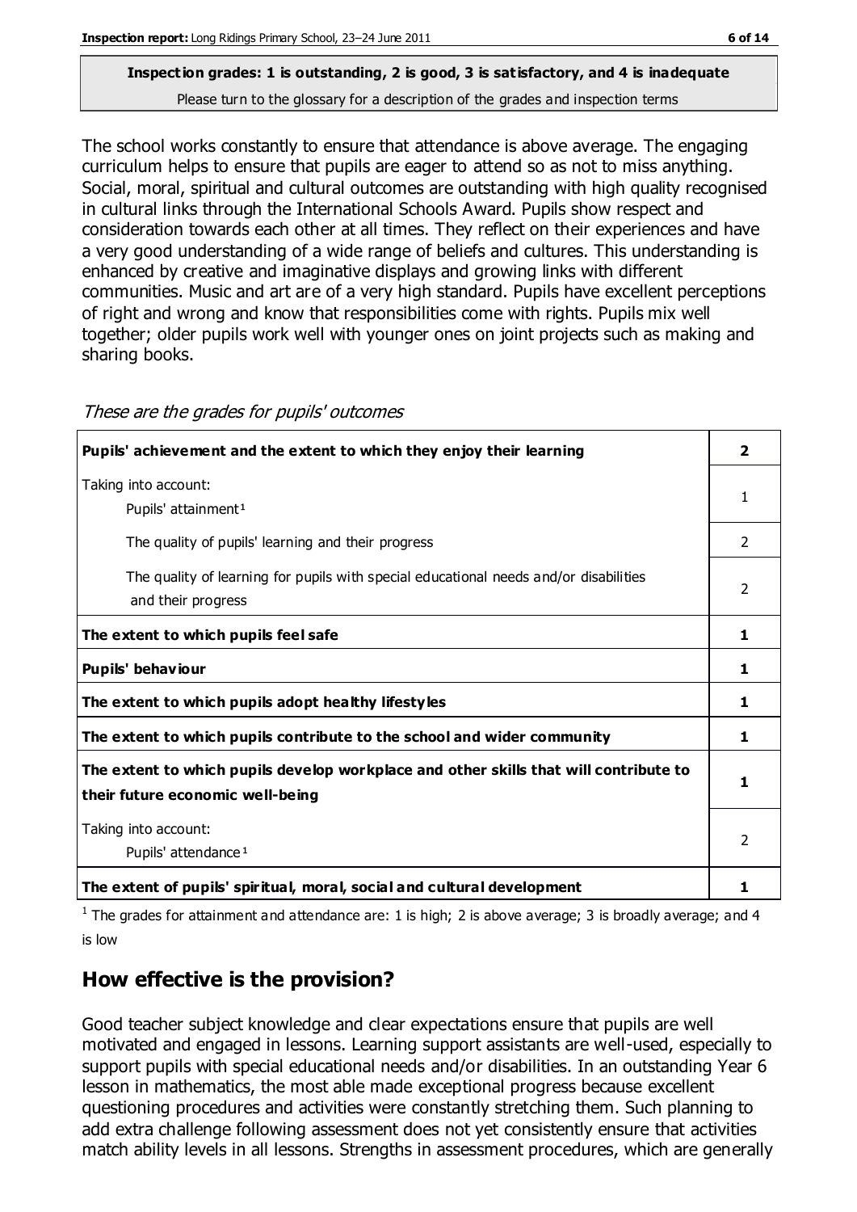**Inspection grades: 1 is outstanding, 2 is good, 3 is satisfactory, and 4 is inadequate**
Please turn to the glossary for a description of the grades and inspection terms

The school works constantly to ensure that attendance is above average. The engaging curriculum helps to ensure that pupils are eager to attend so as not to miss anything. Social, moral, spiritual and cultural outcomes are outstanding with high quality recognised in cultural links through the International Schools Award. Pupils show respect and consideration towards each other at all times. They reflect on their experiences and have a very good understanding of a wide range of beliefs and cultures. This understanding is enhanced by creative and imaginative displays and growing links with different communities. Music and art are of a very high standard. Pupils have excellent perceptions of right and wrong and know that responsibilities come with rights. Pupils mix well together; older pupils work well with younger ones on joint projects such as making and sharing books.

*These are the grades for pupils' outcomes*

| | |
|---|---|
| **Pupils' achievement and the extent to which they enjoy their learning** | **2** |
| Taking into account: Pupils' attainment[1] | 1 |
| The quality of pupils' learning and their progress | 2 |
| The quality of learning for pupils with special educational needs and/or disabilities and their progress | 2 |
| **The extent to which pupils feel safe** | **1** |
| **Pupils' behaviour** | **1** |
| **The extent to which pupils adopt healthy lifestyles** | **1** |
| **The extent to which pupils contribute to the school and wider community** | **1** |
| **The extent to which pupils develop workplace and other skills that will contribute to their future economic well-being** | **1** |
| Taking into account: Pupils' attendance[1] | 2 |
| **The extent of pupils' spiritual, moral, social and cultural development** | **1** |

[1] The grades for attainment and attendance are: 1 is high; 2 is above average; 3 is broadly average; and 4 is low

## How effective is the provision?

Good teacher subject knowledge and clear expectations ensure that pupils are well motivated and engaged in lessons. Learning support assistants are well-used, especially to support pupils with special educational needs and/or disabilities. In an outstanding Year 6 lesson in mathematics, the most able made exceptional progress because excellent questioning procedures and activities were constantly stretching them. Such planning to add extra challenge following assessment does not yet consistently ensure that activities match ability levels in all lessons. Strengths in assessment procedures, which are generally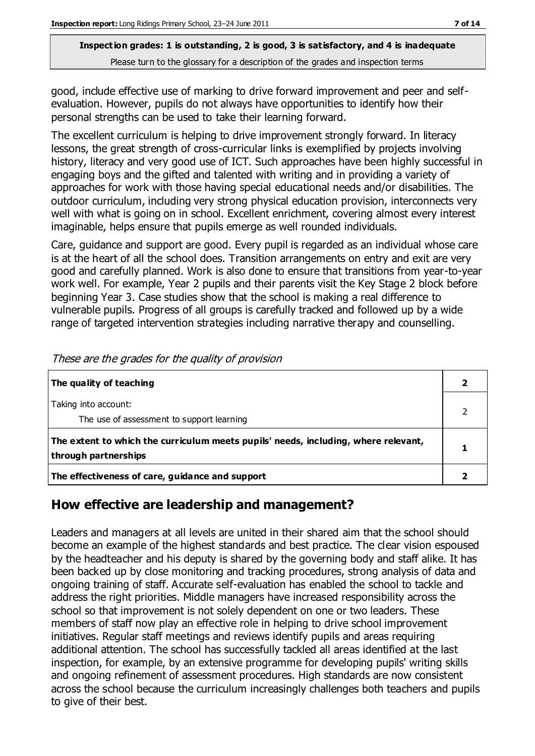good, include effective use of marking to drive forward improvement and peer and self-evaluation. However, pupils do not always have opportunities to identify how their personal strengths can be used to take their learning forward.

The excellent curriculum is helping to drive improvement strongly forward. In literacy lessons, the great strength of cross-curricular links is exemplified by projects involving history, literacy and very good use of ICT. Such approaches have been highly successful in engaging boys and the gifted and talented with writing and in providing a variety of approaches for work with those having special educational needs and/or disabilities. The outdoor curriculum, including very strong physical education provision, interconnects very well with what is going on in school. Excellent enrichment, covering almost every interest imaginable, helps ensure that pupils emerge as well rounded individuals.

Care, guidance and support are good. Every pupil is regarded as an individual whose care is at the heart of all the school does. Transition arrangements on entry and exit are very good and carefully planned. Work is also done to ensure that transitions from year-to-year work well. For example, Year 2 pupils and their parents visit the Key Stage 2 block before beginning Year 3. Case studies show that the school is making a real difference to vulnerable pupils. Progress of all groups is carefully tracked and followed up by a wide range of targeted intervention strategies including narrative therapy and counselling.

*These are the grades for the quality of provision*

| | |
|---|---|
| **The quality of teaching** | **2** |
| Taking into account:<br>The use of assessment to support learning | 2 |
| **The extent to which the curriculum meets pupils' needs, including, where relevant, through partnerships** | **1** |
| **The effectiveness of care, guidance and support** | **2** |

## How effective are leadership and management?

Leaders and managers at all levels are united in their shared aim that the school should become an example of the highest standards and best practice. The clear vision espoused by the headteacher and his deputy is shared by the governing body and staff alike. It has been backed up by close monitoring and tracking procedures, strong analysis of data and ongoing training of staff. Accurate self-evaluation has enabled the school to tackle and address the right priorities. Middle managers have increased responsibility across the school so that improvement is not solely dependent on one or two leaders. These members of staff now play an effective role in helping to drive school improvement initiatives. Regular staff meetings and reviews identify pupils and areas requiring additional attention. The school has successfully tackled all areas identified at the last inspection, for example, by an extensive programme for developing pupils' writing skills and ongoing refinement of assessment procedures. High standards are now consistent across the school because the curriculum increasingly challenges both teachers and pupils to give of their best.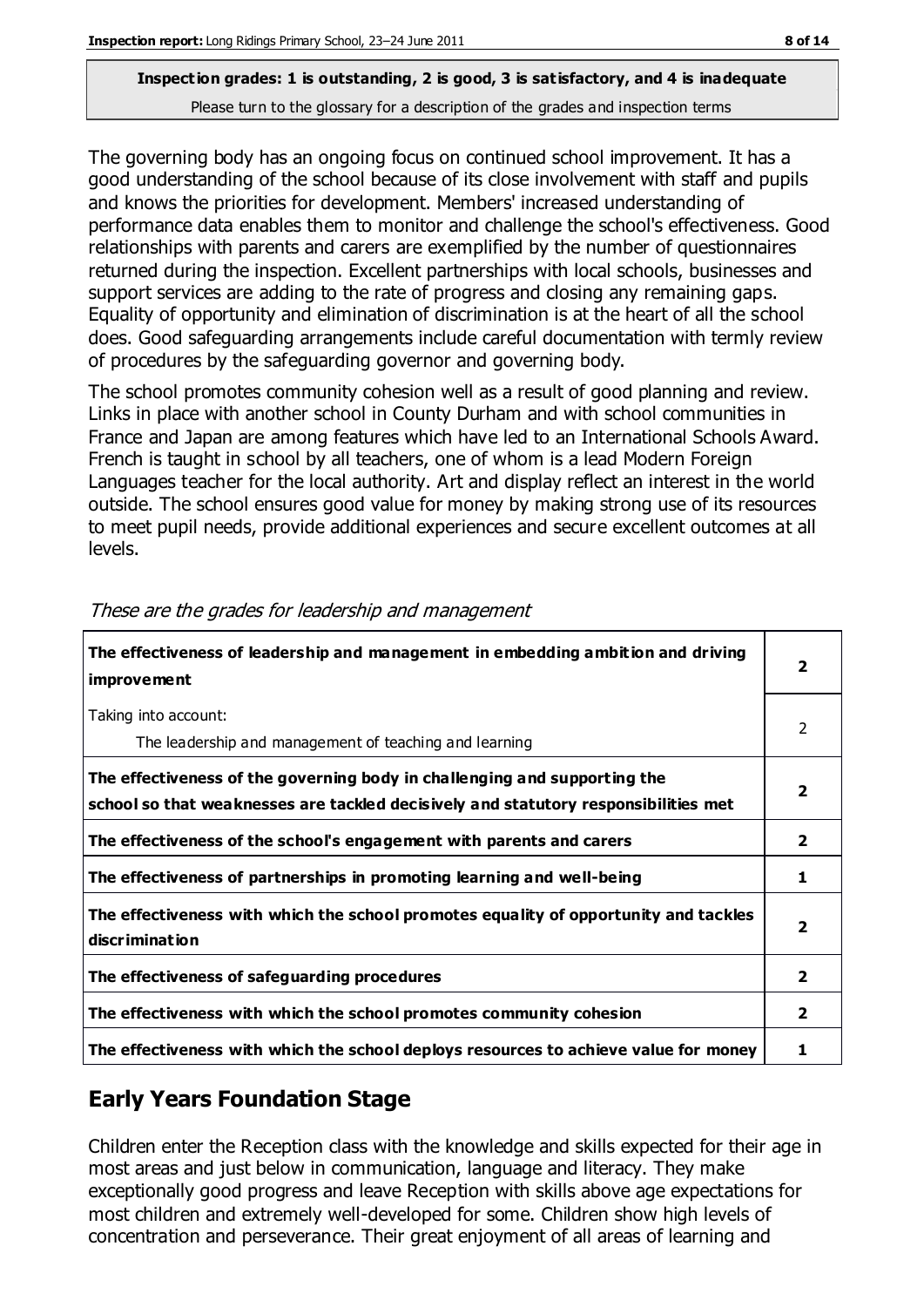**Inspection grades: 1 is outstanding, 2 is good, 3 is satisfactory, and 4 is inadequate**
Please turn to the glossary for a description of the grades and inspection terms

The governing body has an ongoing focus on continued school improvement. It has a good understanding of the school because of its close involvement with staff and pupils and knows the priorities for development. Members' increased understanding of performance data enables them to monitor and challenge the school's effectiveness. Good relationships with parents and carers are exemplified by the number of questionnaires returned during the inspection. Excellent partnerships with local schools, businesses and support services are adding to the rate of progress and closing any remaining gaps. Equality of opportunity and elimination of discrimination is at the heart of all the school does. Good safeguarding arrangements include careful documentation with termly review of procedures by the safeguarding governor and governing body.

The school promotes community cohesion well as a result of good planning and review. Links in place with another school in County Durham and with school communities in France and Japan are among features which have led to an International Schools Award. French is taught in school by all teachers, one of whom is a lead Modern Foreign Languages teacher for the local authority. Art and display reflect an interest in the world outside. The school ensures good value for money by making strong use of its resources to meet pupil needs, provide additional experiences and secure excellent outcomes at all levels.

*These are the grades for leadership and management*

| | |
|---|---|
| **The effectiveness of leadership and management in embedding ambition and driving improvement** | **2** |
| Taking into account: The leadership and management of teaching and learning | 2 |
| **The effectiveness of the governing body in challenging and supporting the school so that weaknesses are tackled decisively and statutory responsibilities met** | **2** |
| **The effectiveness of the school's engagement with parents and carers** | **2** |
| **The effectiveness of partnerships in promoting learning and well-being** | **1** |
| **The effectiveness with which the school promotes equality of opportunity and tackles discrimination** | **2** |
| **The effectiveness of safeguarding procedures** | **2** |
| **The effectiveness with which the school promotes community cohesion** | **2** |
| **The effectiveness with which the school deploys resources to achieve value for money** | **1** |

## Early Years Foundation Stage

Children enter the Reception class with the knowledge and skills expected for their age in most areas and just below in communication, language and literacy. They make exceptionally good progress and leave Reception with skills above age expectations for most children and extremely well-developed for some. Children show high levels of concentration and perseverance. Their great enjoyment of all areas of learning and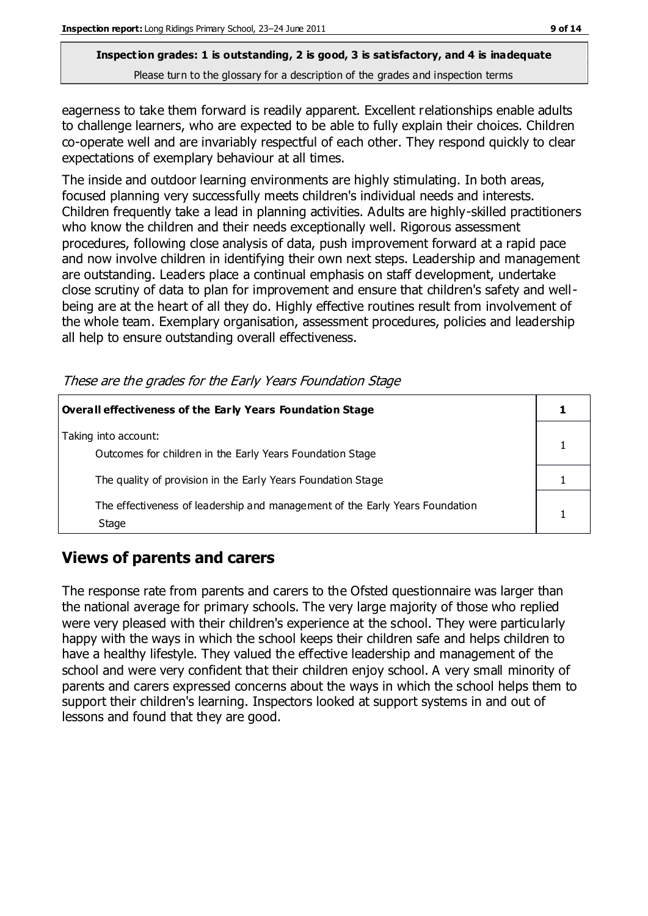**Inspection grades: 1 is outstanding, 2 is good, 3 is satisfactory, and 4 is inadequate**
Please turn to the glossary for a description of the grades and inspection terms

eagerness to take them forward is readily apparent. Excellent relationships enable adults to challenge learners, who are expected to be able to fully explain their choices. Children co-operate well and are invariably respectful of each other. They respond quickly to clear expectations of exemplary behaviour at all times.

The inside and outdoor learning environments are highly stimulating. In both areas, focused planning very successfully meets children's individual needs and interests. Children frequently take a lead in planning activities. Adults are highly-skilled practitioners who know the children and their needs exceptionally well. Rigorous assessment procedures, following close analysis of data, push improvement forward at a rapid pace and now involve children in identifying their own next steps. Leadership and management are outstanding. Leaders place a continual emphasis on staff development, undertake close scrutiny of data to plan for improvement and ensure that children's safety and well-being are at the heart of all they do. Highly effective routines result from involvement of the whole team. Exemplary organisation, assessment procedures, policies and leadership all help to ensure outstanding overall effectiveness.

*These are the grades for the Early Years Foundation Stage*

| | |
|---|---|
| **Overall effectiveness of the Early Years Foundation Stage** | **1** |
| Taking into account: Outcomes for children in the Early Years Foundation Stage | 1 |
| The quality of provision in the Early Years Foundation Stage | 1 |
| The effectiveness of leadership and management of the Early Years Foundation Stage | 1 |

## Views of parents and carers

The response rate from parents and carers to the Ofsted questionnaire was larger than the national average for primary schools. The very large majority of those who replied were very pleased with their children's experience at the school. They were particularly happy with the ways in which the school keeps their children safe and helps children to have a healthy lifestyle. They valued the effective leadership and management of the school and were very confident that their children enjoy school. A very small minority of parents and carers expressed concerns about the ways in which the school helps them to support their children's learning. Inspectors looked at support systems in and out of lessons and found that they are good.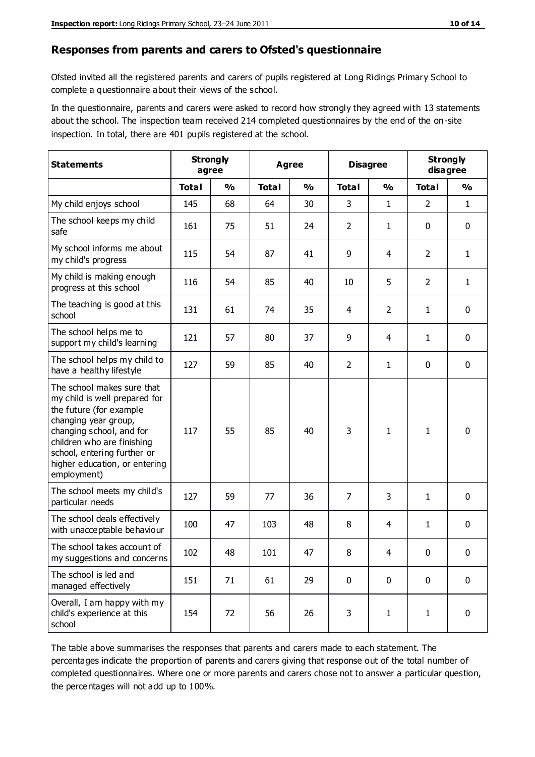## Responses from parents and carers to Ofsted's questionnaire

Ofsted invited all the registered parents and carers of pupils registered at Long Ridings Primary School to complete a questionnaire about their views of the school.

In the questionnaire, parents and carers were asked to record how strongly they agreed with 13 statements about the school. The inspection team received 214 completed questionnaires by the end of the on-site inspection. In total, there are 401 pupils registered at the school.

| Statements | Strongly agree | | Agree | | Disagree | | Strongly disagree | |
|---|---|---|---|---|---|---|---|---|
| | Total | % | Total | % | Total | % | Total | % |
| My child enjoys school | 145 | 68 | 64 | 30 | 3 | 1 | 2 | 1 |
| The school keeps my child safe | 161 | 75 | 51 | 24 | 2 | 1 | 0 | 0 |
| My school informs me about my child's progress | 115 | 54 | 87 | 41 | 9 | 4 | 2 | 1 |
| My child is making enough progress at this school | 116 | 54 | 85 | 40 | 10 | 5 | 2 | 1 |
| The teaching is good at this school | 131 | 61 | 74 | 35 | 4 | 2 | 1 | 0 |
| The school helps me to support my child's learning | 121 | 57 | 80 | 37 | 9 | 4 | 1 | 0 |
| The school helps my child to have a healthy lifestyle | 127 | 59 | 85 | 40 | 2 | 1 | 0 | 0 |
| The school makes sure that my child is well prepared for the future (for example changing year group, changing school, and for children who are finishing school, entering further or higher education, or entering employment) | 117 | 55 | 85 | 40 | 3 | 1 | 1 | 0 |
| The school meets my child's particular needs | 127 | 59 | 77 | 36 | 7 | 3 | 1 | 0 |
| The school deals effectively with unacceptable behaviour | 100 | 47 | 103 | 48 | 8 | 4 | 1 | 0 |
| The school takes account of my suggestions and concerns | 102 | 48 | 101 | 47 | 8 | 4 | 0 | 0 |
| The school is led and managed effectively | 151 | 71 | 61 | 29 | 0 | 0 | 0 | 0 |
| Overall, I am happy with my child's experience at this school | 154 | 72 | 56 | 26 | 3 | 1 | 1 | 0 |

The table above summarises the responses that parents and carers made to each statement. The percentages indicate the proportion of parents and carers giving that response out of the total number of completed questionnaires. Where one or more parents and carers chose not to answer a particular question, the percentages will not add up to 100%.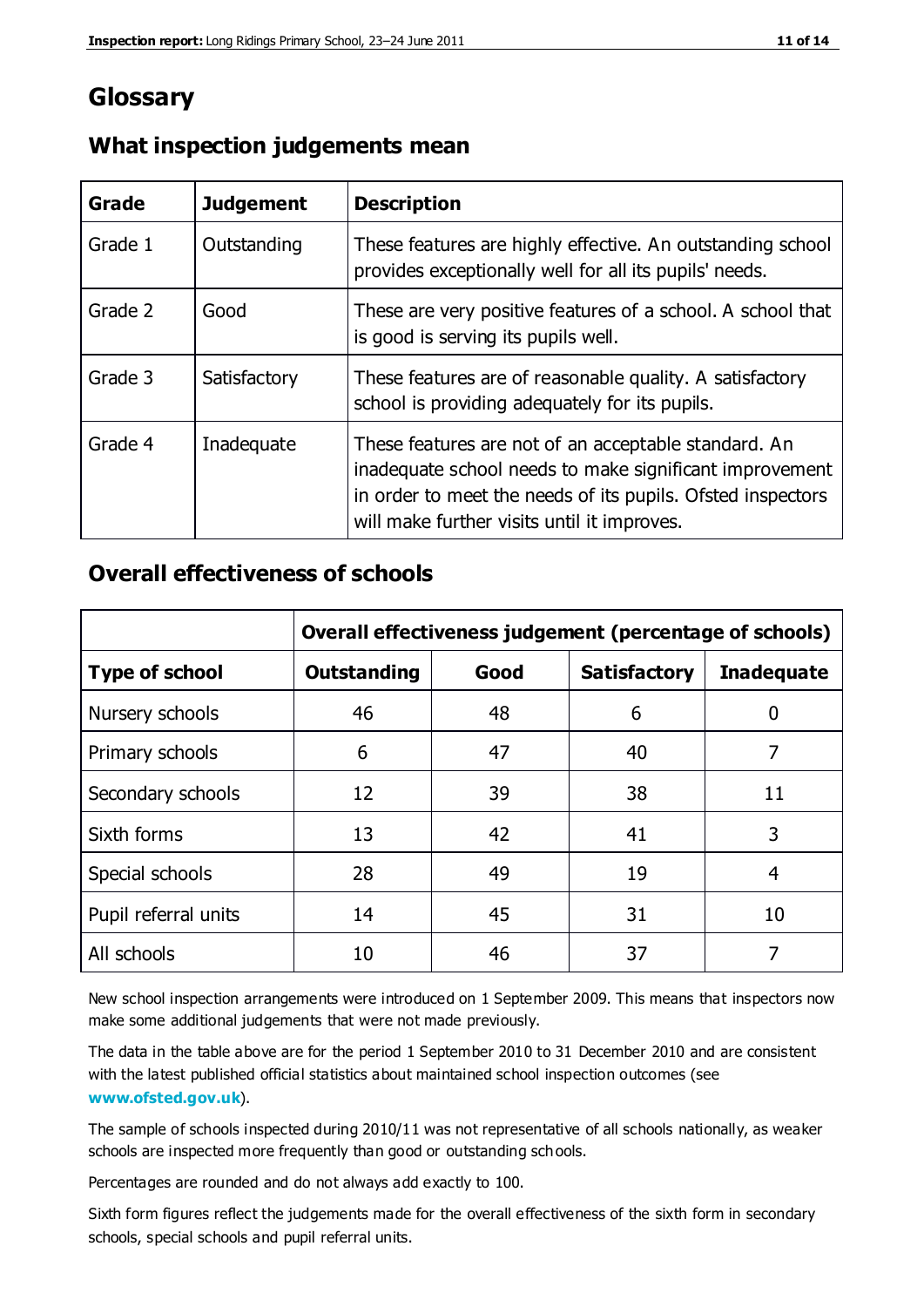# Glossary

## What inspection judgements mean

| Grade | Judgement | Description |
| --- | --- | --- |
| Grade 1 | Outstanding | These features are highly effective. An outstanding school provides exceptionally well for all its pupils' needs. |
| Grade 2 | Good | These are very positive features of a school. A school that is good is serving its pupils well. |
| Grade 3 | Satisfactory | These features are of reasonable quality. A satisfactory school is providing adequately for its pupils. |
| Grade 4 | Inadequate | These features are not of an acceptable standard. An inadequate school needs to make significant improvement in order to meet the needs of its pupils. Ofsted inspectors will make further visits until it improves. |

## Overall effectiveness of schools

| | Overall effectiveness judgement (percentage of schools) | | | |
| --- | --- | --- | --- | --- |
| **Type of school** | **Outstanding** | **Good** | **Satisfactory** | **Inadequate** |
| Nursery schools | 46 | 48 | 6 | 0 |
| Primary schools | 6 | 47 | 40 | 7 |
| Secondary schools | 12 | 39 | 38 | 11 |
| Sixth forms | 13 | 42 | 41 | 3 |
| Special schools | 28 | 49 | 19 | 4 |
| Pupil referral units | 14 | 45 | 31 | 10 |
| All schools | 10 | 46 | 37 | 7 |

New school inspection arrangements were introduced on 1 September 2009. This means that inspectors now make some additional judgements that were not made previously.

The data in the table above are for the period 1 September 2010 to 31 December 2010 and are consistent with the latest published official statistics about maintained school inspection outcomes (see **www.ofsted.gov.uk**).

The sample of schools inspected during 2010/11 was not representative of all schools nationally, as weaker schools are inspected more frequently than good or outstanding schools.

Percentages are rounded and do not always add exactly to 100.

Sixth form figures reflect the judgements made for the overall effectiveness of the sixth form in secondary schools, special schools and pupil referral units.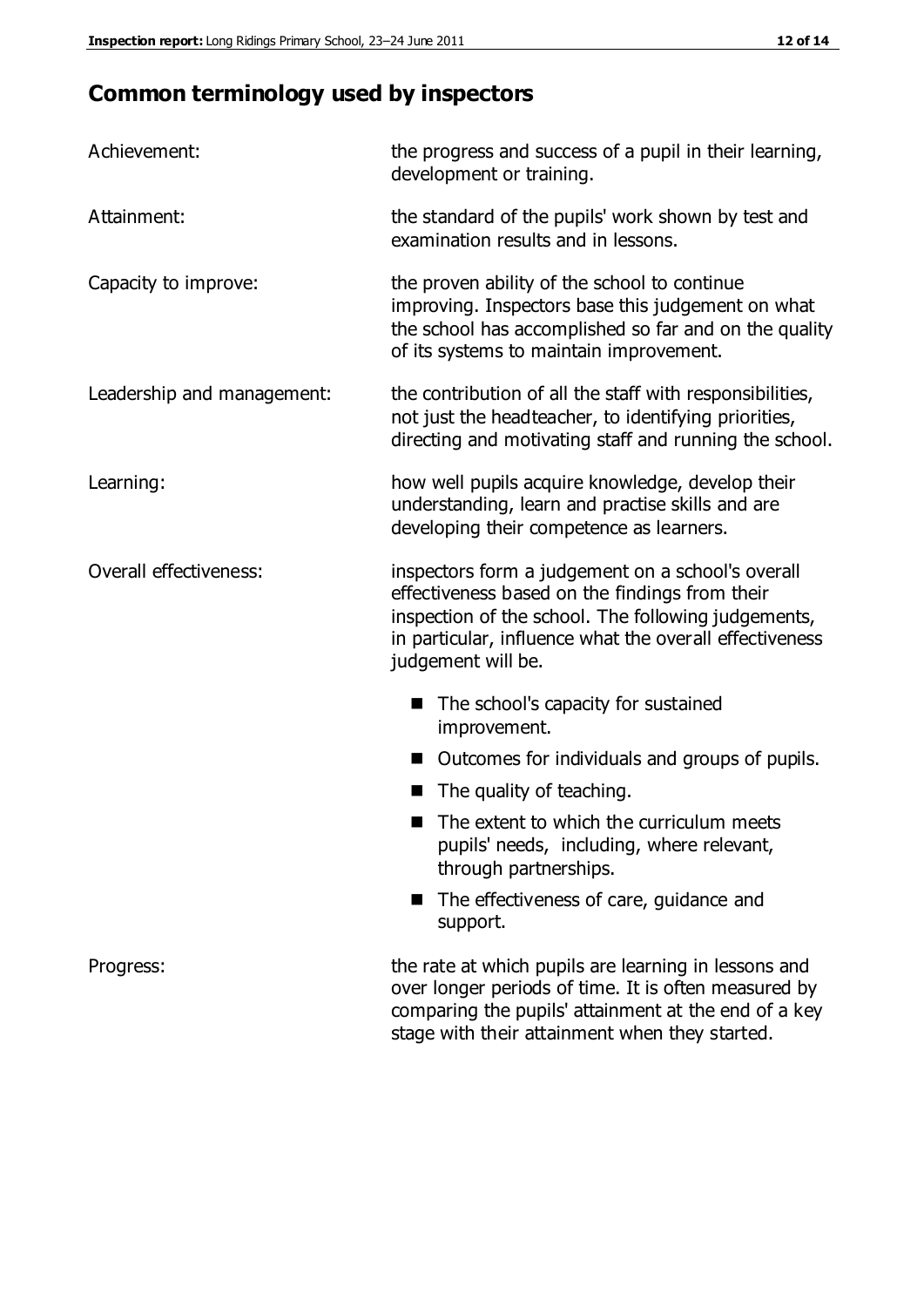## Common terminology used by inspectors

| | |
|---|---|
| Achievement: | the progress and success of a pupil in their learning, development or training. |
| Attainment: | the standard of the pupils' work shown by test and examination results and in lessons. |
| Capacity to improve: | the proven ability of the school to continue improving. Inspectors base this judgement on what the school has accomplished so far and on the quality of its systems to maintain improvement. |
| Leadership and management: | the contribution of all the staff with responsibilities, not just the headteacher, to identifying priorities, directing and motivating staff and running the school. |
| Learning: | how well pupils acquire knowledge, develop their understanding, learn and practise skills and are developing their competence as learners. |
| Overall effectiveness: | inspectors form a judgement on a school's overall effectiveness based on the findings from their inspection of the school. The following judgements, in particular, influence what the overall effectiveness judgement will be. <br>■ The school's capacity for sustained improvement.<br>■ Outcomes for individuals and groups of pupils.<br>■ The quality of teaching.<br>■ The extent to which the curriculum meets pupils' needs, including, where relevant, through partnerships.<br>■ The effectiveness of care, guidance and support. |
| Progress: | the rate at which pupils are learning in lessons and over longer periods of time. It is often measured by comparing the pupils' attainment at the end of a key stage with their attainment when they started. |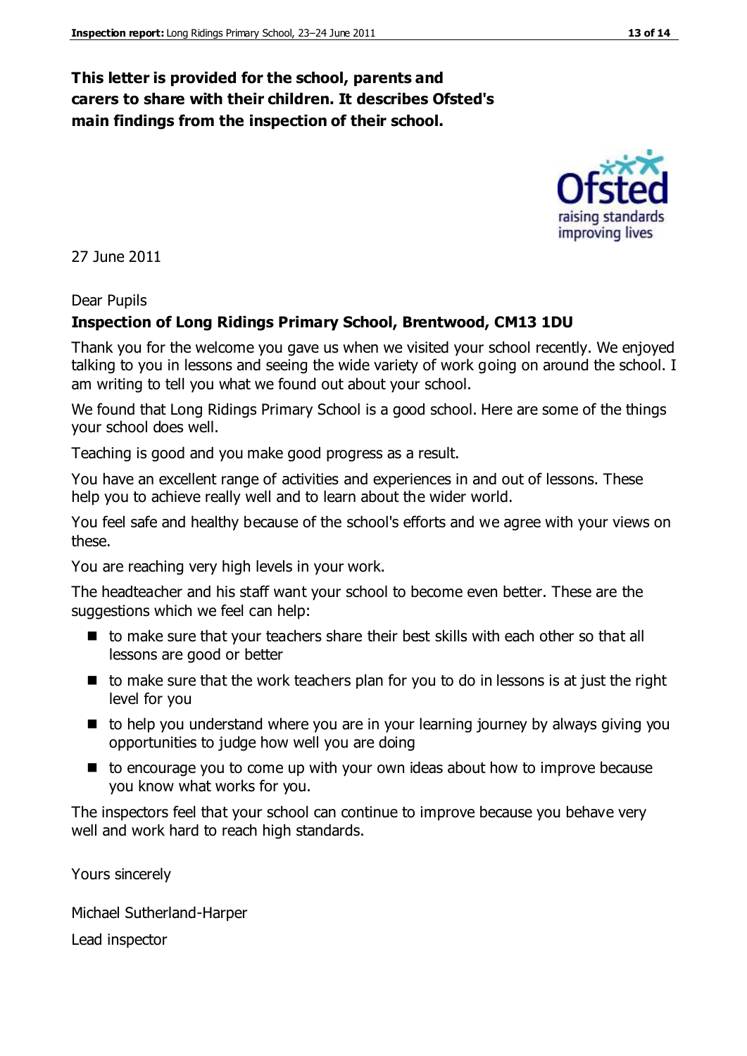**This letter is provided for the school, parents and carers to share with their children. It describes Ofsted's main findings from the inspection of their school.**

27 June 2011

Dear Pupils

**Inspection of Long Ridings Primary School, Brentwood, CM13 1DU**

Thank you for the welcome you gave us when we visited your school recently. We enjoyed talking to you in lessons and seeing the wide variety of work going on around the school. I am writing to tell you what we found out about your school.

We found that Long Ridings Primary School is a good school. Here are some of the things your school does well.

Teaching is good and you make good progress as a result.

You have an excellent range of activities and experiences in and out of lessons. These help you to achieve really well and to learn about the wider world.

You feel safe and healthy because of the school's efforts and we agree with your views on these.

You are reaching very high levels in your work.

The headteacher and his staff want your school to become even better. These are the suggestions which we feel can help:

- to make sure that your teachers share their best skills with each other so that all lessons are good or better
- to make sure that the work teachers plan for you to do in lessons is at just the right level for you
- to help you understand where you are in your learning journey by always giving you opportunities to judge how well you are doing
- to encourage you to come up with your own ideas about how to improve because you know what works for you.

The inspectors feel that your school can continue to improve because you behave very well and work hard to reach high standards.

Yours sincerely

Michael Sutherland-Harper

Lead inspector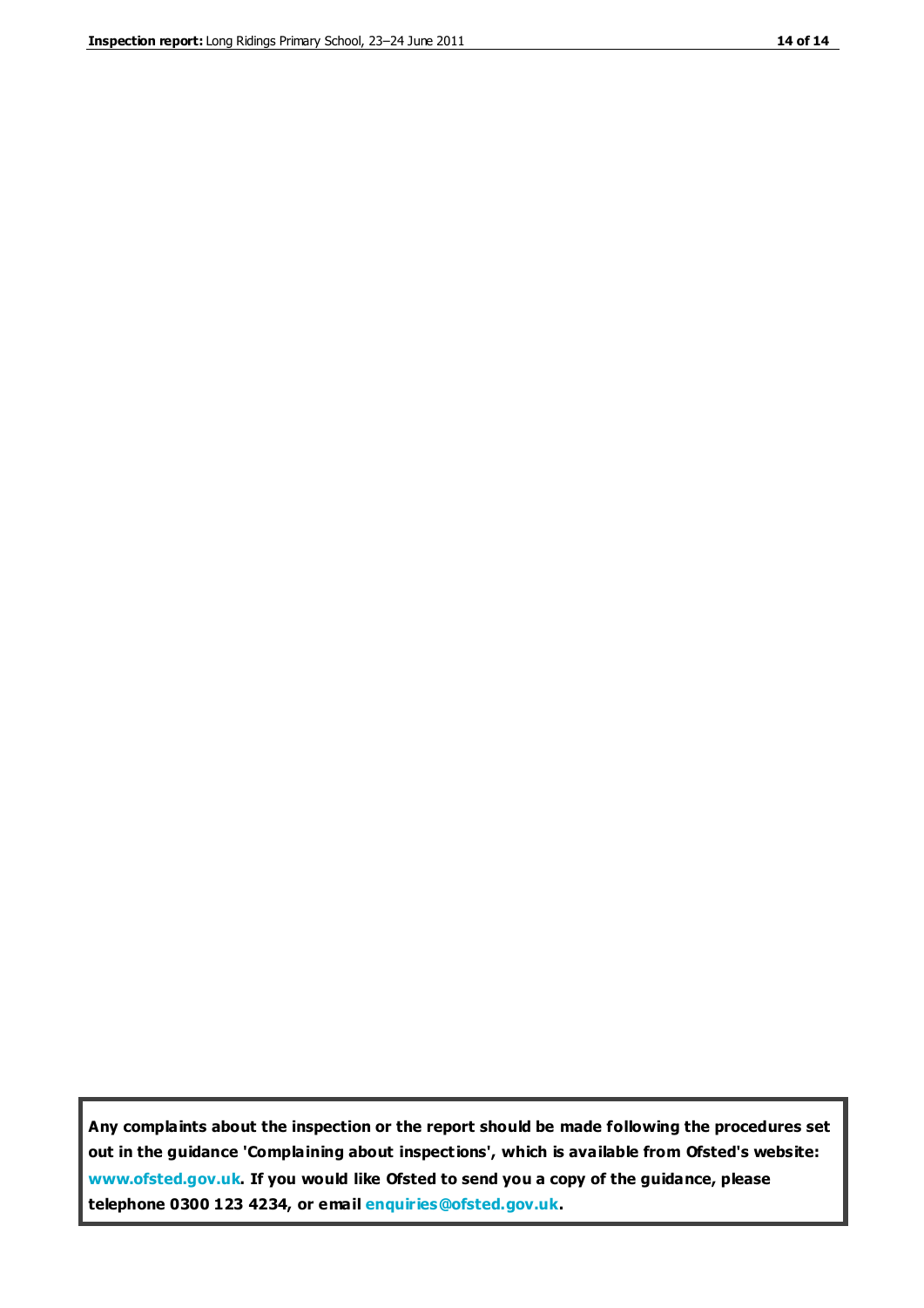**Any complaints about the inspection or the report should be made following the procedures set out in the guidance 'Complaining about inspections', which is available from Ofsted's website: www.ofsted.gov.uk. If you would like Ofsted to send you a copy of the guidance, please telephone 0300 123 4234, or email enquiries@ofsted.gov.uk.**